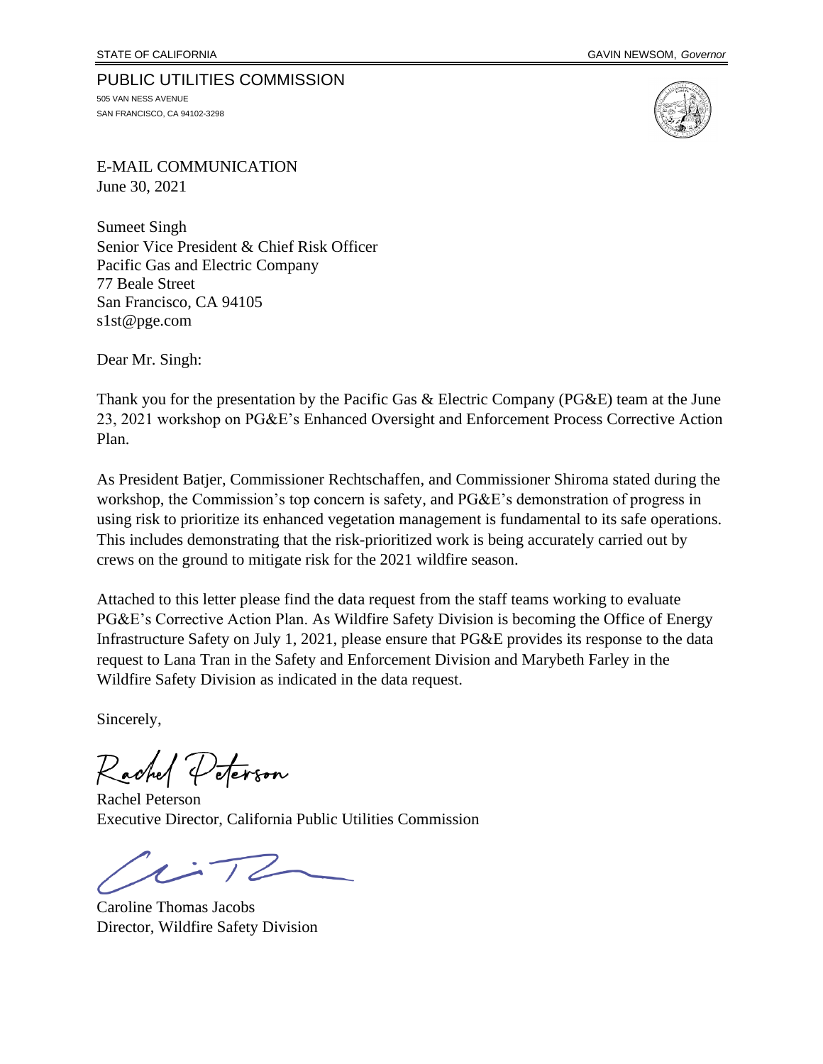STATE OF CALIFORNIA GAVIN NEWSOM, *Governor*

PUBLIC UTILITIES COMMISSION
505 VAN NESS AVENUE
SAN FRANCISCO, CA 94102-3298

E-MAIL COMMUNICATION
June 30, 2021

Sumeet Singh
Senior Vice President & Chief Risk Officer
Pacific Gas and Electric Company
77 Beale Street
San Francisco, CA 94105
s1st@pge.com

Dear Mr. Singh:

Thank you for the presentation by the Pacific Gas & Electric Company (PG&E) team at the June 23, 2021 workshop on PG&E's Enhanced Oversight and Enforcement Process Corrective Action Plan.

As President Batjer, Commissioner Rechtschaffen, and Commissioner Shiroma stated during the workshop, the Commission's top concern is safety, and PG&E's demonstration of progress in using risk to prioritize its enhanced vegetation management is fundamental to its safe operations. This includes demonstrating that the risk-prioritized work is being accurately carried out by crews on the ground to mitigate risk for the 2021 wildfire season.

Attached to this letter please find the data request from the staff teams working to evaluate PG&E's Corrective Action Plan. As Wildfire Safety Division is becoming the Office of Energy Infrastructure Safety on July 1, 2021, please ensure that PG&E provides its response to the data request to Lana Tran in the Safety and Enforcement Division and Marybeth Farley in the Wildfire Safety Division as indicated in the data request.

Sincerely,

Rachel Peterson
Executive Director, California Public Utilities Commission

Caroline Thomas Jacobs
Director, Wildfire Safety Division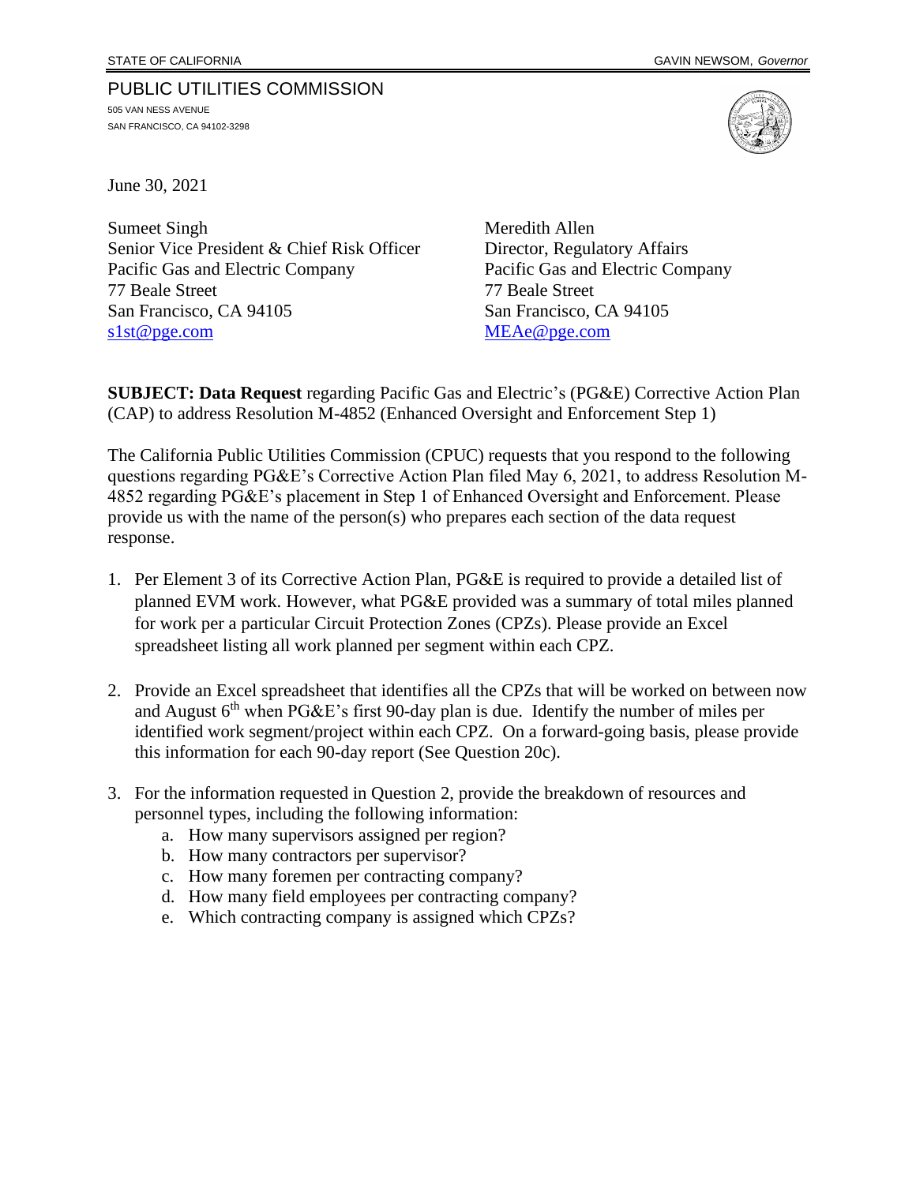STATE OF CALIFORNIA GAVIN NEWSOM, *Governor*

PUBLIC UTILITIES COMMISSION
505 VAN NESS AVENUE
SAN FRANCISCO, CA 94102-3298

June 30, 2021

Sumeet Singh
Senior Vice President & Chief Risk Officer
Pacific Gas and Electric Company
77 Beale Street
San Francisco, CA 94105
s1st@pge.com

Meredith Allen
Director, Regulatory Affairs
Pacific Gas and Electric Company
77 Beale Street
San Francisco, CA 94105
MEAe@pge.com

**SUBJECT: Data Request** regarding Pacific Gas and Electric's (PG&E) Corrective Action Plan (CAP) to address Resolution M-4852 (Enhanced Oversight and Enforcement Step 1)

The California Public Utilities Commission (CPUC) requests that you respond to the following questions regarding PG&E's Corrective Action Plan filed May 6, 2021, to address Resolution M-4852 regarding PG&E's placement in Step 1 of Enhanced Oversight and Enforcement. Please provide us with the name of the person(s) who prepares each section of the data request response.

1. Per Element 3 of its Corrective Action Plan, PG&E is required to provide a detailed list of planned EVM work. However, what PG&E provided was a summary of total miles planned for work per a particular Circuit Protection Zones (CPZs). Please provide an Excel spreadsheet listing all work planned per segment within each CPZ.

2. Provide an Excel spreadsheet that identifies all the CPZs that will be worked on between now and August 6th when PG&E's first 90-day plan is due. Identify the number of miles per identified work segment/project within each CPZ. On a forward-going basis, please provide this information for each 90-day report (See Question 20c).

3. For the information requested in Question 2, provide the breakdown of resources and personnel types, including the following information:
   a. How many supervisors assigned per region?
   b. How many contractors per supervisor?
   c. How many foremen per contracting company?
   d. How many field employees per contracting company?
   e. Which contracting company is assigned which CPZs?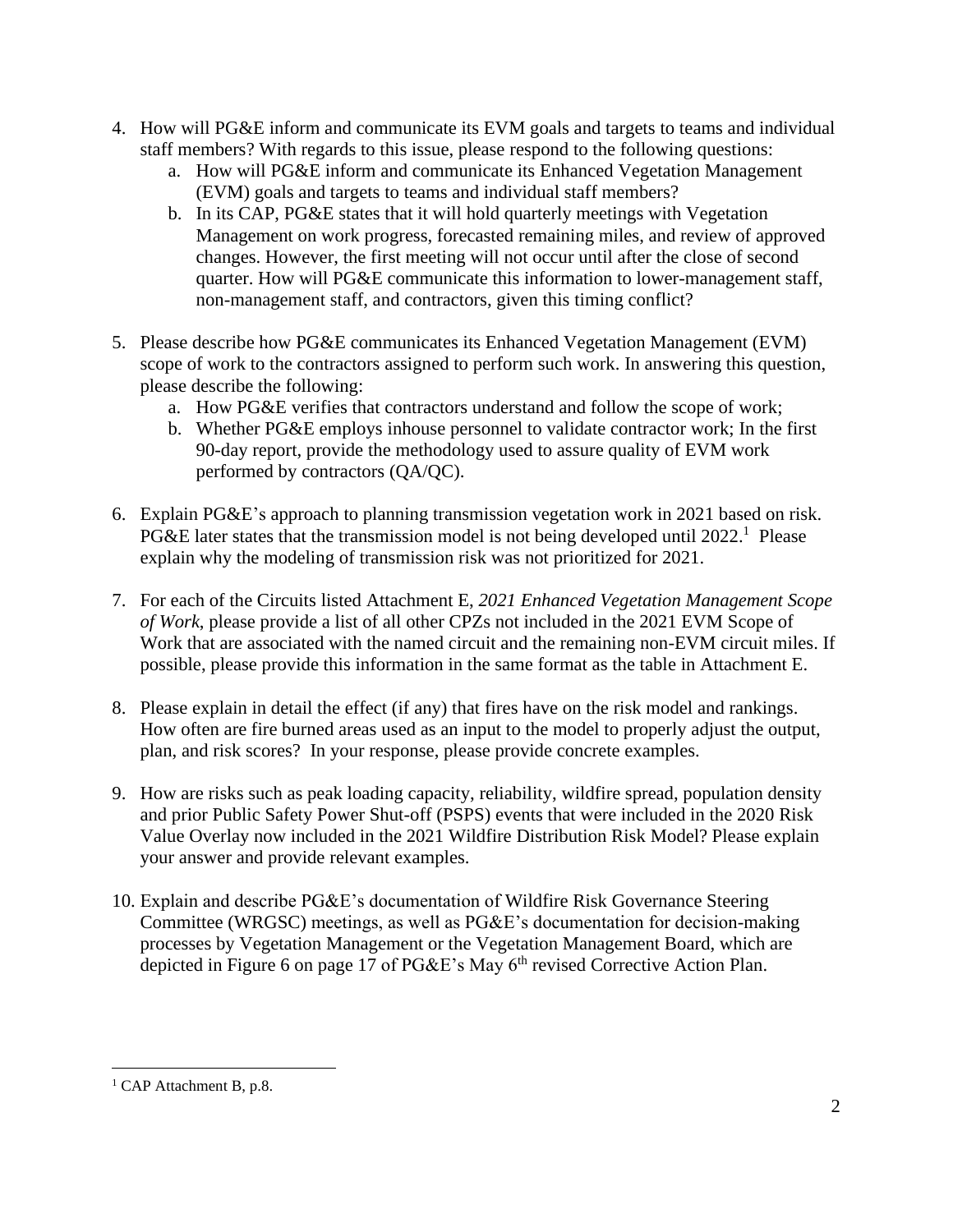4. How will PG&E inform and communicate its EVM goals and targets to teams and individual staff members? With regards to this issue, please respond to the following questions:
    a. How will PG&E inform and communicate its Enhanced Vegetation Management (EVM) goals and targets to teams and individual staff members?
    b. In its CAP, PG&E states that it will hold quarterly meetings with Vegetation Management on work progress, forecasted remaining miles, and review of approved changes. However, the first meeting will not occur until after the close of second quarter. How will PG&E communicate this information to lower-management staff, non-management staff, and contractors, given this timing conflict?

5. Please describe how PG&E communicates its Enhanced Vegetation Management (EVM) scope of work to the contractors assigned to perform such work. In answering this question, please describe the following:
    a. How PG&E verifies that contractors understand and follow the scope of work;
    b. Whether PG&E employs inhouse personnel to validate contractor work; In the first 90-day report, provide the methodology used to assure quality of EVM work performed by contractors (QA/QC).

6. Explain PG&E's approach to planning transmission vegetation work in 2021 based on risk. PG&E later states that the transmission model is not being developed until 2022.[1] Please explain why the modeling of transmission risk was not prioritized for 2021.

7. For each of the Circuits listed Attachment E, *2021 Enhanced Vegetation Management Scope of Work*, please provide a list of all other CPZs not included in the 2021 EVM Scope of Work that are associated with the named circuit and the remaining non-EVM circuit miles. If possible, please provide this information in the same format as the table in Attachment E.

8. Please explain in detail the effect (if any) that fires have on the risk model and rankings. How often are fire burned areas used as an input to the model to properly adjust the output, plan, and risk scores? In your response, please provide concrete examples.

9. How are risks such as peak loading capacity, reliability, wildfire spread, population density and prior Public Safety Power Shut-off (PSPS) events that were included in the 2020 Risk Value Overlay now included in the 2021 Wildfire Distribution Risk Model? Please explain your answer and provide relevant examples.

10. Explain and describe PG&E's documentation of Wildfire Risk Governance Steering Committee (WRGSC) meetings, as well as PG&E's documentation for decision-making processes by Vegetation Management or the Vegetation Management Board, which are depicted in Figure 6 on page 17 of PG&E's May 6th revised Corrective Action Plan.

---

[1] CAP Attachment B, p.8.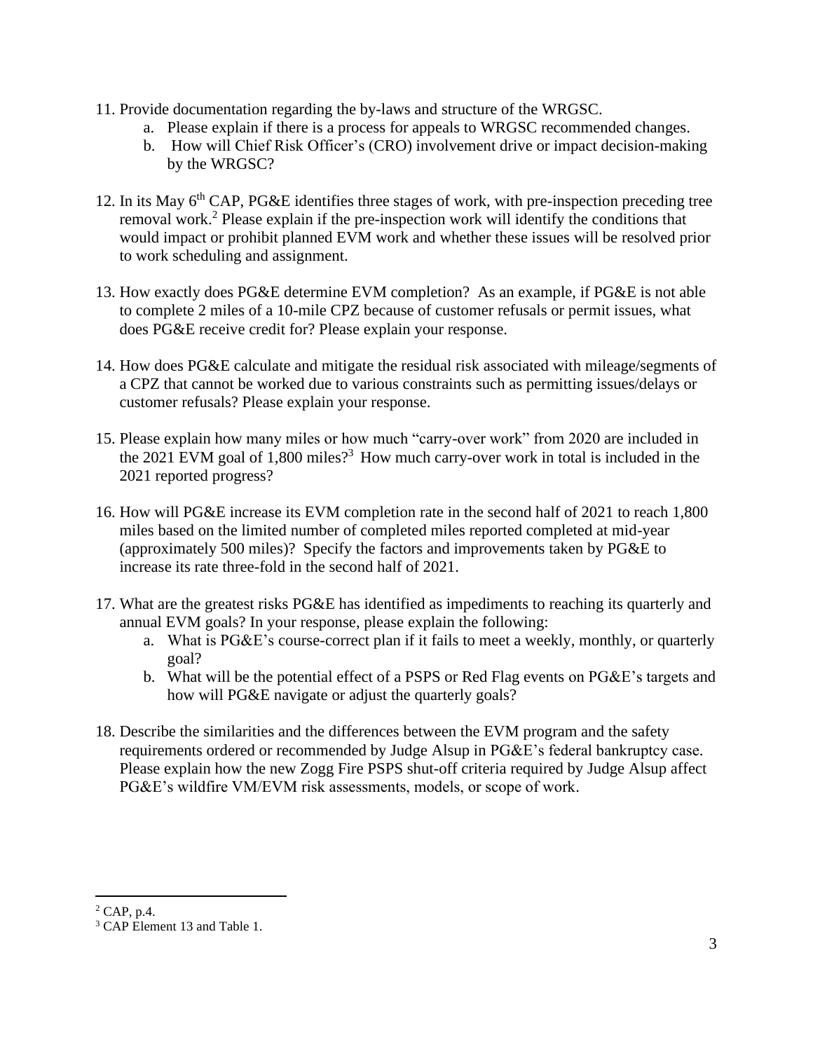11. Provide documentation regarding the by-laws and structure of the WRGSC.
    a. Please explain if there is a process for appeals to WRGSC recommended changes.
    b. How will Chief Risk Officer's (CRO) involvement drive or impact decision-making by the WRGSC?

12. In its May 6th CAP, PG&E identifies three stages of work, with pre-inspection preceding tree removal work.[2] Please explain if the pre-inspection work will identify the conditions that would impact or prohibit planned EVM work and whether these issues will be resolved prior to work scheduling and assignment.

13. How exactly does PG&E determine EVM completion? As an example, if PG&E is not able to complete 2 miles of a 10-mile CPZ because of customer refusals or permit issues, what does PG&E receive credit for? Please explain your response.

14. How does PG&E calculate and mitigate the residual risk associated with mileage/segments of a CPZ that cannot be worked due to various constraints such as permitting issues/delays or customer refusals? Please explain your response.

15. Please explain how many miles or how much "carry-over work" from 2020 are included in the 2021 EVM goal of 1,800 miles?[3] How much carry-over work in total is included in the 2021 reported progress?

16. How will PG&E increase its EVM completion rate in the second half of 2021 to reach 1,800 miles based on the limited number of completed miles reported completed at mid-year (approximately 500 miles)? Specify the factors and improvements taken by PG&E to increase its rate three-fold in the second half of 2021.

17. What are the greatest risks PG&E has identified as impediments to reaching its quarterly and annual EVM goals? In your response, please explain the following:
    a. What is PG&E's course-correct plan if it fails to meet a weekly, monthly, or quarterly goal?
    b. What will be the potential effect of a PSPS or Red Flag events on PG&E's targets and how will PG&E navigate or adjust the quarterly goals?

18. Describe the similarities and the differences between the EVM program and the safety requirements ordered or recommended by Judge Alsup in PG&E's federal bankruptcy case. Please explain how the new Zogg Fire PSPS shut-off criteria required by Judge Alsup affect PG&E's wildfire VM/EVM risk assessments, models, or scope of work.

---

[2] CAP, p.4.

[3] CAP Element 13 and Table 1.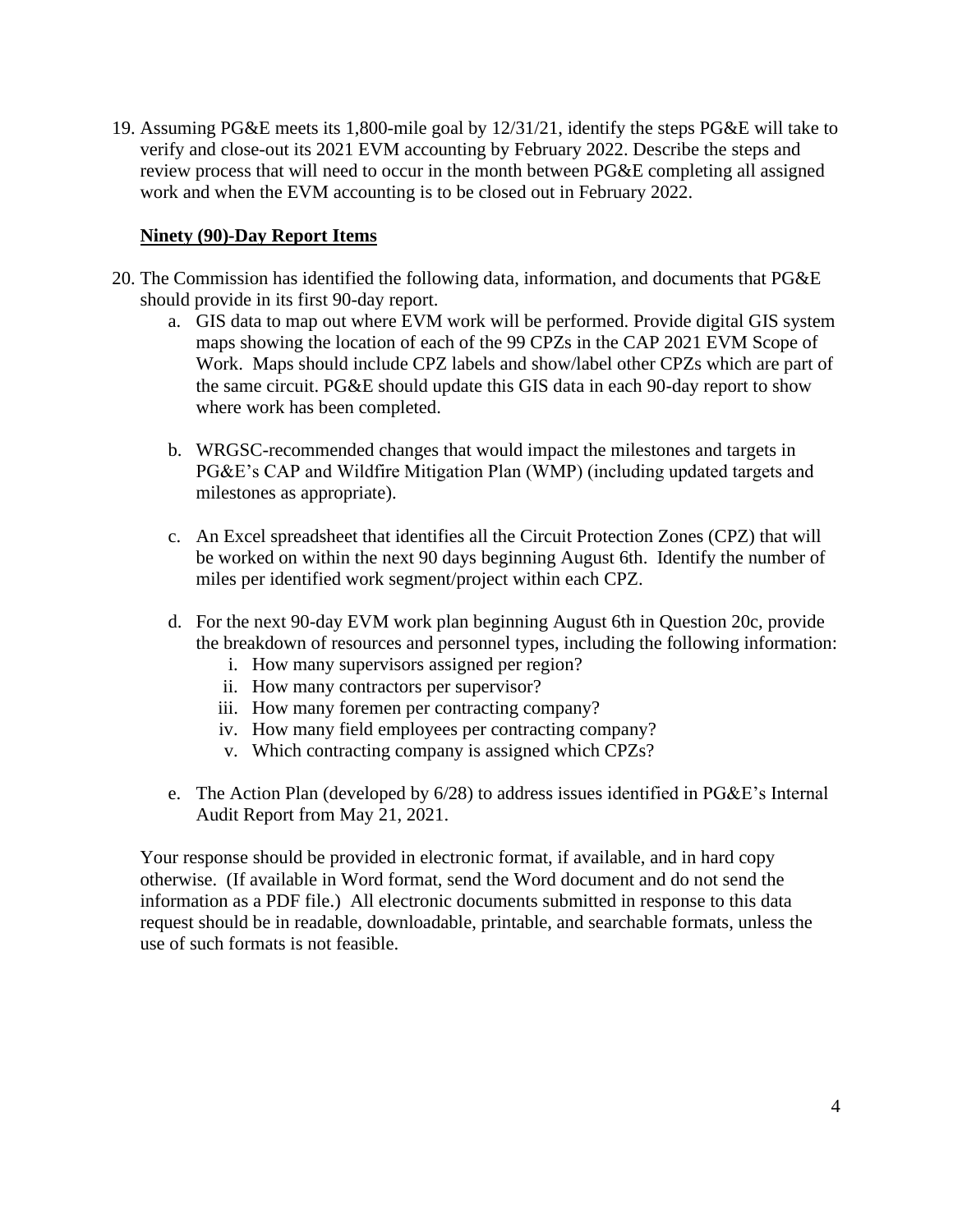19. Assuming PG&E meets its 1,800-mile goal by 12/31/21, identify the steps PG&E will take to verify and close-out its 2021 EVM accounting by February 2022. Describe the steps and review process that will need to occur in the month between PG&E completing all assigned work and when the EVM accounting is to be closed out in February 2022.

**Ninety (90)-Day Report Items**

20. The Commission has identified the following data, information, and documents that PG&E should provide in its first 90-day report.
    a. GIS data to map out where EVM work will be performed. Provide digital GIS system maps showing the location of each of the 99 CPZs in the CAP 2021 EVM Scope of Work. Maps should include CPZ labels and show/label other CPZs which are part of the same circuit. PG&E should update this GIS data in each 90-day report to show where work has been completed.

    b. WRGSC-recommended changes that would impact the milestones and targets in PG&E's CAP and Wildfire Mitigation Plan (WMP) (including updated targets and milestones as appropriate).

    c. An Excel spreadsheet that identifies all the Circuit Protection Zones (CPZ) that will be worked on within the next 90 days beginning August 6th. Identify the number of miles per identified work segment/project within each CPZ.

    d. For the next 90-day EVM work plan beginning August 6th in Question 20c, provide the breakdown of resources and personnel types, including the following information:
        i. How many supervisors assigned per region?
        ii. How many contractors per supervisor?
        iii. How many foremen per contracting company?
        iv. How many field employees per contracting company?
        v. Which contracting company is assigned which CPZs?

    e. The Action Plan (developed by 6/28) to address issues identified in PG&E's Internal Audit Report from May 21, 2021.

Your response should be provided in electronic format, if available, and in hard copy otherwise. (If available in Word format, send the Word document and do not send the information as a PDF file.) All electronic documents submitted in response to this data request should be in readable, downloadable, printable, and searchable formats, unless the use of such formats is not feasible.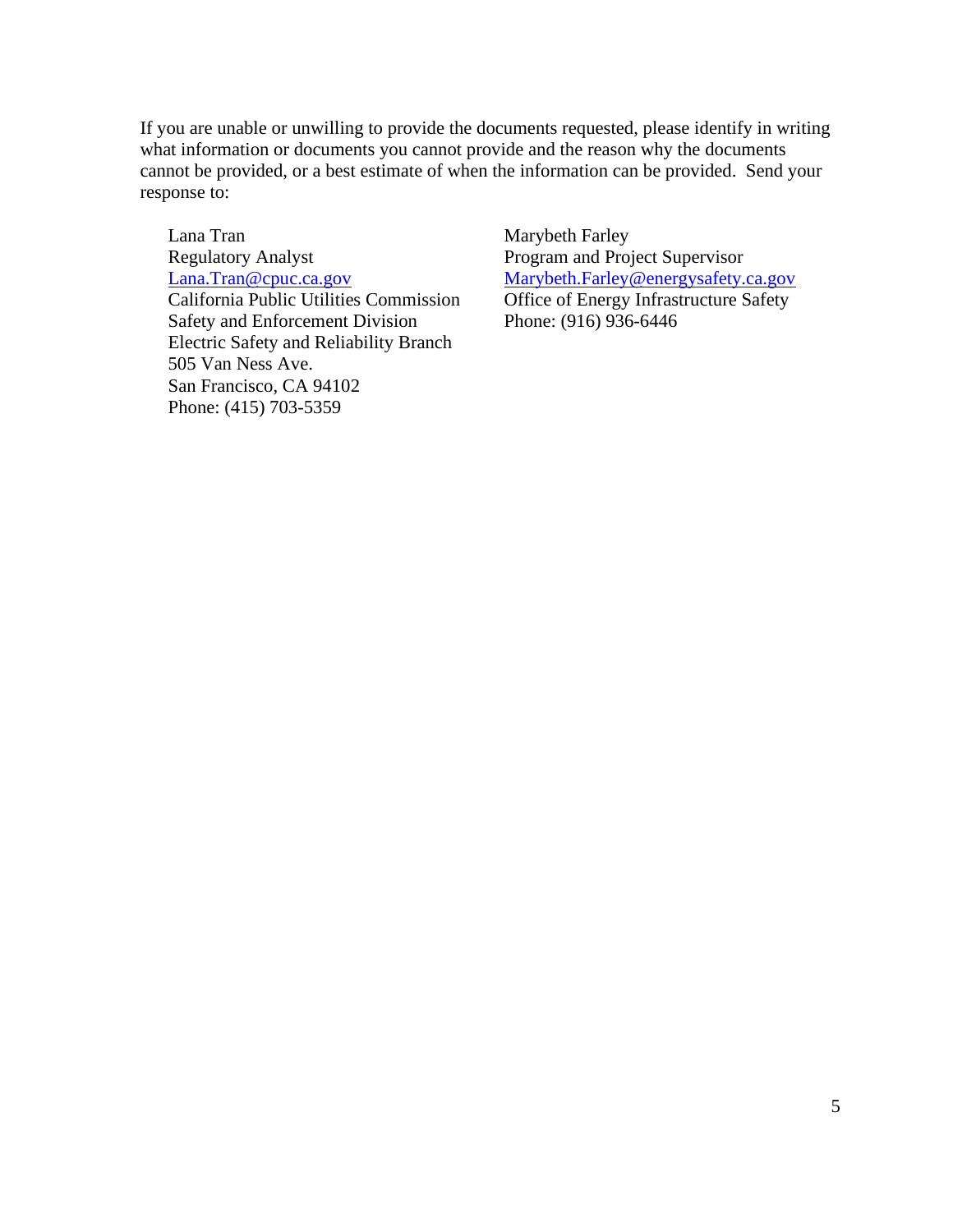If you are unable or unwilling to provide the documents requested, please identify in writing what information or documents you cannot provide and the reason why the documents cannot be provided, or a best estimate of when the information can be provided. Send your response to:

Lana Tran
Regulatory Analyst
Lana.Tran@cpuc.ca.gov
California Public Utilities Commission
Safety and Enforcement Division
Electric Safety and Reliability Branch
505 Van Ness Ave.
San Francisco, CA 94102
Phone: (415) 703-5359

Marybeth Farley
Program and Project Supervisor
Marybeth.Farley@energysafety.ca.gov
Office of Energy Infrastructure Safety
Phone: (916) 936-6446